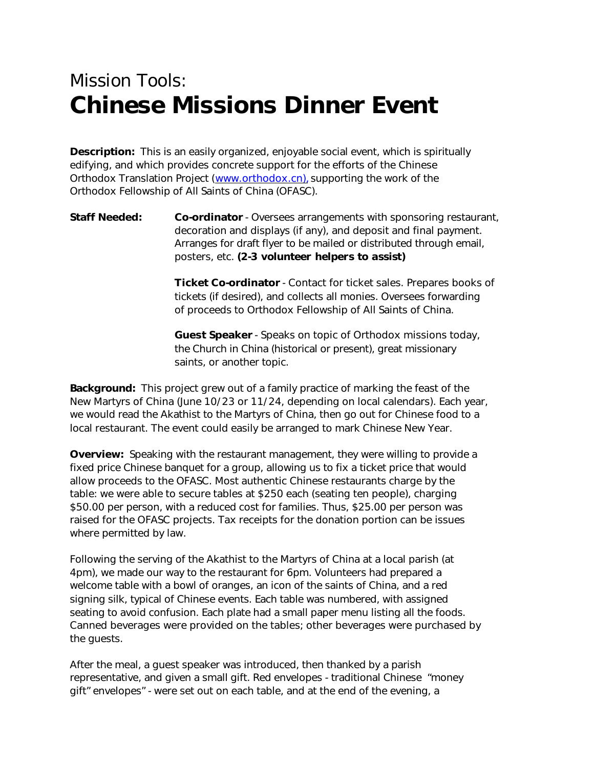# Mission Tools:
# **Chinese Missions Dinner Event**

**Description:** This is an easily organized, enjoyable social event, which is spiritually edifying, and which provides concrete support for the efforts of the Chinese Orthodox Translation Project (www.orthodox.cn), supporting the work of the Orthodox Fellowship of All Saints of China (OFASC).

**Staff Needed:**

**Co-ordinator** - Oversees arrangements with sponsoring restaurant, decoration and displays (if any), and deposit and final payment. Arranges for draft flyer to be mailed or distributed through email, posters, etc. **(2-3 volunteer helpers to assist)**

**Ticket Co-ordinator** - Contact for ticket sales. Prepares books of tickets (if desired), and collects all monies. Oversees forwarding of proceeds to Orthodox Fellowship of All Saints of China.

**Guest Speaker** - Speaks on topic of Orthodox missions today, the Church in China (historical or present), great missionary saints, or another topic.

**Background:** This project grew out of a family practice of marking the feast of the New Martyrs of China (June 10/23 or 11/24, depending on local calendars). Each year, we would read the Akathist to the Martyrs of China, then go out for Chinese food to a local restaurant. The event could easily be arranged to mark Chinese New Year.

**Overview:** Speaking with the restaurant management, they were willing to provide a fixed price Chinese banquet for a group, allowing us to fix a ticket price that would allow proceeds to the OFASC. Most authentic Chinese restaurants charge by the table: we were able to secure tables at $250 each (seating ten people), charging $50.00 per person, with a reduced cost for families. Thus, $25.00 per person was raised for the OFASC projects. Tax receipts for the donation portion can be issues where permitted by law.

Following the serving of the Akathist to the Martyrs of China at a local parish (at 4pm), we made our way to the restaurant for 6pm. Volunteers had prepared a welcome table with a bowl of oranges, an icon of the saints of China, and a red signing silk, typical of Chinese events. Each table was numbered, with assigned seating to avoid confusion. Each plate had a small paper menu listing all the foods. Canned beverages were provided on the tables; other beverages were purchased by the guests.

After the meal, a guest speaker was introduced, then thanked by a parish representative, and given a small gift. Red envelopes - traditional Chinese "money gift" envelopes" - were set out on each table, and at the end of the evening, a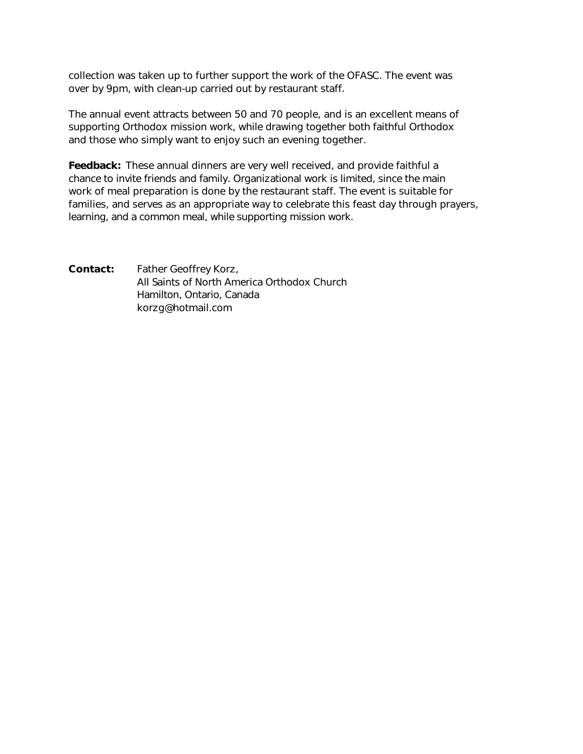collection was taken up to further support the work of the OFASC. The event was over by 9pm, with clean-up carried out by restaurant staff.

The annual event attracts between 50 and 70 people, and is an excellent means of supporting Orthodox mission work, while drawing together both faithful Orthodox and those who simply want to enjoy such an evening together.

**Feedback:** These annual dinners are very well received, and provide faithful a chance to invite friends and family. Organizational work is limited, since the main work of meal preparation is done by the restaurant staff. The event is suitable for families, and serves as an appropriate way to celebrate this feast day through prayers, learning, and a common meal, while supporting mission work.

**Contact:** Father Geoffrey Korz,
All Saints of North America Orthodox Church
Hamilton, Ontario, Canada
korzg@hotmail.com